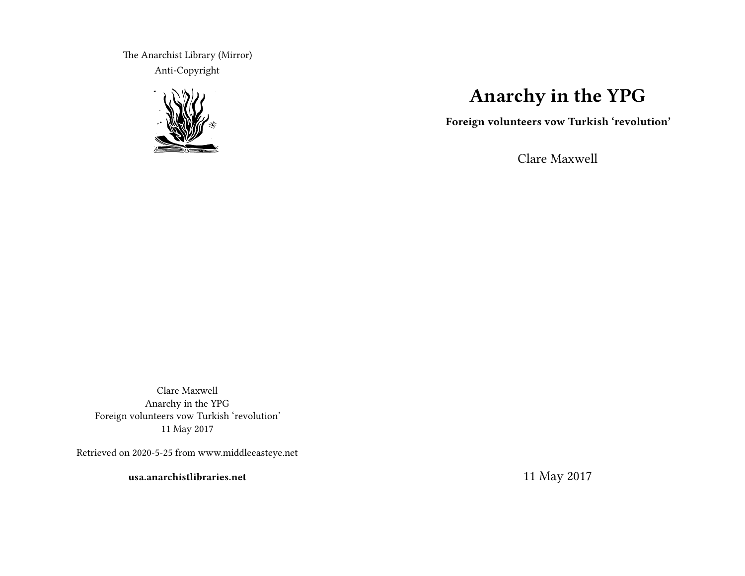The Anarchist Library (Mirror)
Anti-Copyright

Clare Maxwell
Anarchy in the YPG
Foreign volunteers vow Turkish 'revolution'
11 May 2017

Retrieved on 2020-5-25 from www.middleeasteye.net

**usa.anarchistlibraries.net**

# Anarchy in the YPG

**Foreign volunteers vow Turkish 'revolution'**

Clare Maxwell

11 May 2017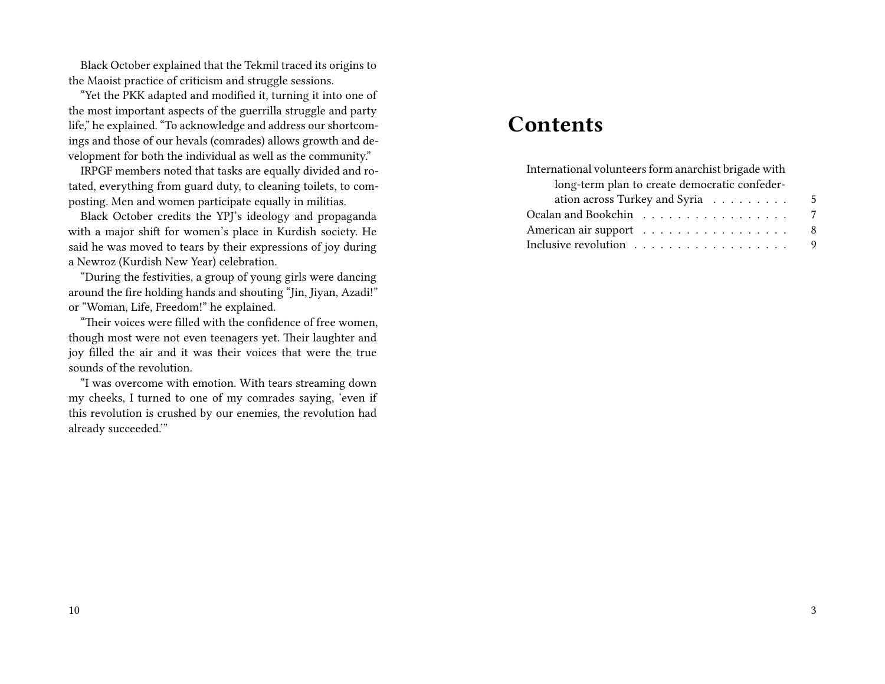Black October explained that the Tekmil traced its origins to the Maoist practice of criticism and struggle sessions.

"Yet the PKK adapted and modified it, turning it into one of the most important aspects of the guerrilla struggle and party life," he explained. "To acknowledge and address our shortcomings and those of our hevals (comrades) allows growth and development for both the individual as well as the community."

IRPGF members noted that tasks are equally divided and rotated, everything from guard duty, to cleaning toilets, to composting. Men and women participate equally in militias.

Black October credits the YPJ's ideology and propaganda with a major shift for women's place in Kurdish society. He said he was moved to tears by their expressions of joy during a Newroz (Kurdish New Year) celebration.

"During the festivities, a group of young girls were dancing around the fire holding hands and shouting "Jin, Jiyan, Azadi!" or "Woman, Life, Freedom!" he explained.

"Their voices were filled with the confidence of free women, though most were not even teenagers yet. Their laughter and joy filled the air and it was their voices that were the true sounds of the revolution.

"I was overcome with emotion. With tears streaming down my cheeks, I turned to one of my comrades saying, 'even if this revolution is crushed by our enemies, the revolution had already succeeded.'"

# Contents

- International volunteers form anarchist brigade with long-term plan to create democratic confederation across Turkey and Syria . . . . . 5
- Ocalan and Bookchin . . . . . 7
- American air support . . . . . 8
- Inclusive revolution . . . . . 9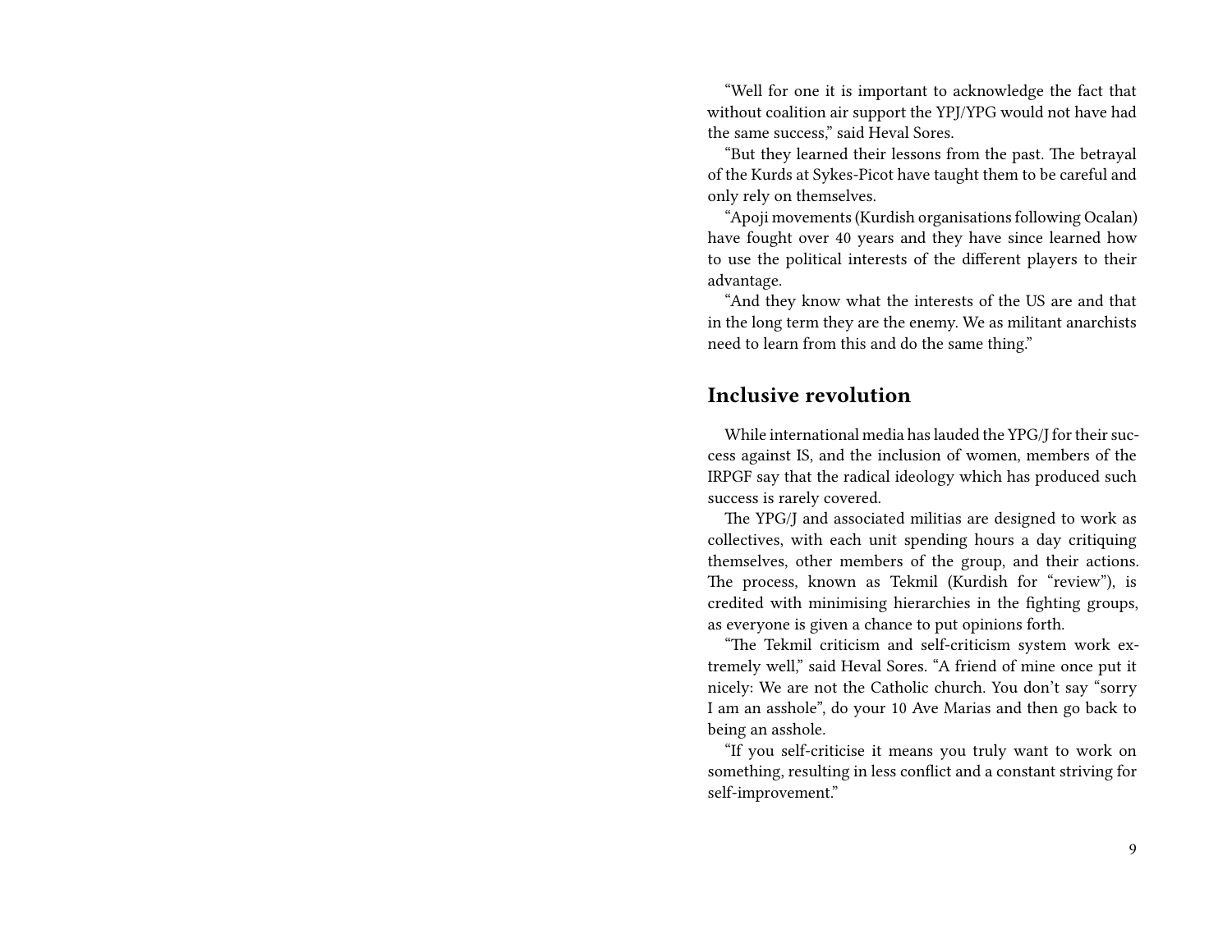"Well for one it is important to acknowledge the fact that without coalition air support the YPJ/YPG would not have had the same success," said Heval Sores.

"But they learned their lessons from the past. The betrayal of the Kurds at Sykes-Picot have taught them to be careful and only rely on themselves.

"Apoji movements (Kurdish organisations following Ocalan) have fought over 40 years and they have since learned how to use the political interests of the different players to their advantage.

"And they know what the interests of the US are and that in the long term they are the enemy. We as militant anarchists need to learn from this and do the same thing."

## Inclusive revolution

While international media has lauded the YPG/J for their success against IS, and the inclusion of women, members of the IRPGF say that the radical ideology which has produced such success is rarely covered.

The YPG/J and associated militias are designed to work as collectives, with each unit spending hours a day critiquing themselves, other members of the group, and their actions. The process, known as Tekmil (Kurdish for "review"), is credited with minimising hierarchies in the fighting groups, as everyone is given a chance to put opinions forth.

"The Tekmil criticism and self-criticism system work extremely well," said Heval Sores. "A friend of mine once put it nicely: We are not the Catholic church. You don't say "sorry I am an asshole", do your 10 Ave Marias and then go back to being an asshole.

"If you self-criticise it means you truly want to work on something, resulting in less conflict and a constant striving for self-improvement."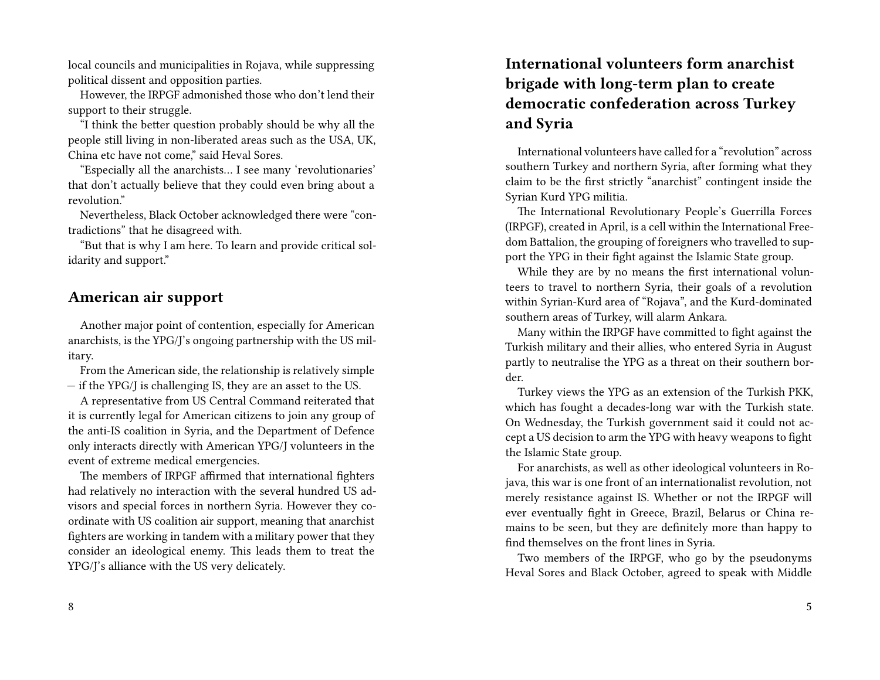local councils and municipalities in Rojava, while suppressing political dissent and opposition parties.

However, the IRPGF admonished those who don't lend their support to their struggle.

"I think the better question probably should be why all the people still living in non-liberated areas such as the USA, UK, China etc have not come," said Heval Sores.

"Especially all the anarchists… I see many 'revolutionaries' that don't actually believe that they could even bring about a revolution."

Nevertheless, Black October acknowledged there were "contradictions" that he disagreed with.

"But that is why I am here. To learn and provide critical solidarity and support."

## American air support

Another major point of contention, especially for American anarchists, is the YPG/J's ongoing partnership with the US military.

From the American side, the relationship is relatively simple — if the YPG/J is challenging IS, they are an asset to the US.

A representative from US Central Command reiterated that it is currently legal for American citizens to join any group of the anti-IS coalition in Syria, and the Department of Defence only interacts directly with American YPG/J volunteers in the event of extreme medical emergencies.

The members of IRPGF affirmed that international fighters had relatively no interaction with the several hundred US advisors and special forces in northern Syria. However they coordinate with US coalition air support, meaning that anarchist fighters are working in tandem with a military power that they consider an ideological enemy. This leads them to treat the YPG/J's alliance with the US very delicately.

# International volunteers form anarchist brigade with long-term plan to create democratic confederation across Turkey and Syria

International volunteers have called for a "revolution" across southern Turkey and northern Syria, after forming what they claim to be the first strictly "anarchist" contingent inside the Syrian Kurd YPG militia.

The International Revolutionary People's Guerrilla Forces (IRPGF), created in April, is a cell within the International Freedom Battalion, the grouping of foreigners who travelled to support the YPG in their fight against the Islamic State group.

While they are by no means the first international volunteers to travel to northern Syria, their goals of a revolution within Syrian-Kurd area of "Rojava", and the Kurd-dominated southern areas of Turkey, will alarm Ankara.

Many within the IRPGF have committed to fight against the Turkish military and their allies, who entered Syria in August partly to neutralise the YPG as a threat on their southern border.

Turkey views the YPG as an extension of the Turkish PKK, which has fought a decades-long war with the Turkish state. On Wednesday, the Turkish government said it could not accept a US decision to arm the YPG with heavy weapons to fight the Islamic State group.

For anarchists, as well as other ideological volunteers in Rojava, this war is one front of an internationalist revolution, not merely resistance against IS. Whether or not the IRPGF will ever eventually fight in Greece, Brazil, Belarus or China remains to be seen, but they are definitely more than happy to find themselves on the front lines in Syria.

Two members of the IRPGF, who go by the pseudonyms Heval Sores and Black October, agreed to speak with Middle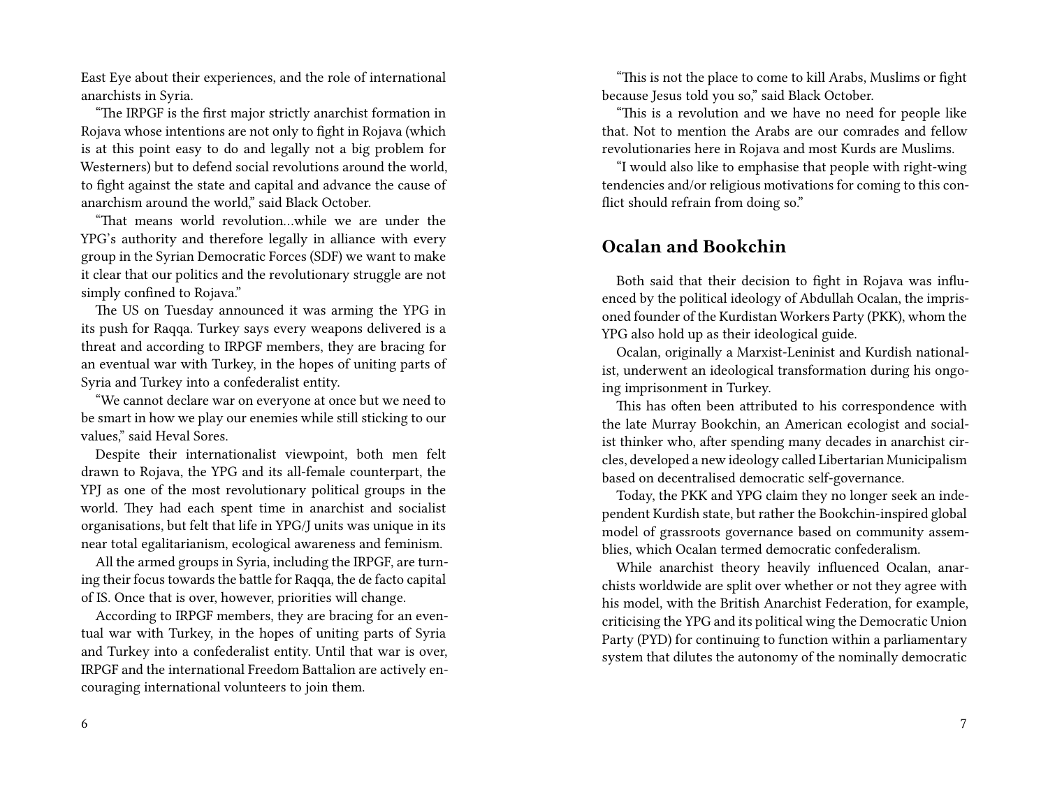East Eye about their experiences, and the role of international anarchists in Syria.

"The IRPGF is the first major strictly anarchist formation in Rojava whose intentions are not only to fight in Rojava (which is at this point easy to do and legally not a big problem for Westerners) but to defend social revolutions around the world, to fight against the state and capital and advance the cause of anarchism around the world," said Black October.

"That means world revolution…while we are under the YPG's authority and therefore legally in alliance with every group in the Syrian Democratic Forces (SDF) we want to make it clear that our politics and the revolutionary struggle are not simply confined to Rojava."

The US on Tuesday announced it was arming the YPG in its push for Raqqa. Turkey says every weapons delivered is a threat and according to IRPGF members, they are bracing for an eventual war with Turkey, in the hopes of uniting parts of Syria and Turkey into a confederalist entity.

"We cannot declare war on everyone at once but we need to be smart in how we play our enemies while still sticking to our values," said Heval Sores.

Despite their internationalist viewpoint, both men felt drawn to Rojava, the YPG and its all-female counterpart, the YPJ as one of the most revolutionary political groups in the world. They had each spent time in anarchist and socialist organisations, but felt that life in YPG/J units was unique in its near total egalitarianism, ecological awareness and feminism.

All the armed groups in Syria, including the IRPGF, are turning their focus towards the battle for Raqqa, the de facto capital of IS. Once that is over, however, priorities will change.

According to IRPGF members, they are bracing for an eventual war with Turkey, in the hopes of uniting parts of Syria and Turkey into a confederalist entity. Until that war is over, IRPGF and the international Freedom Battalion are actively encouraging international volunteers to join them.

"This is not the place to come to kill Arabs, Muslims or fight because Jesus told you so," said Black October.

"This is a revolution and we have no need for people like that. Not to mention the Arabs are our comrades and fellow revolutionaries here in Rojava and most Kurds are Muslims.

"I would also like to emphasise that people with right-wing tendencies and/or religious motivations for coming to this conflict should refrain from doing so."

## Ocalan and Bookchin

Both said that their decision to fight in Rojava was influenced by the political ideology of Abdullah Ocalan, the imprisoned founder of the Kurdistan Workers Party (PKK), whom the YPG also hold up as their ideological guide.

Ocalan, originally a Marxist-Leninist and Kurdish nationalist, underwent an ideological transformation during his ongoing imprisonment in Turkey.

This has often been attributed to his correspondence with the late Murray Bookchin, an American ecologist and socialist thinker who, after spending many decades in anarchist circles, developed a new ideology called Libertarian Municipalism based on decentralised democratic self-governance.

Today, the PKK and YPG claim they no longer seek an independent Kurdish state, but rather the Bookchin-inspired global model of grassroots governance based on community assemblies, which Ocalan termed democratic confederalism.

While anarchist theory heavily influenced Ocalan, anarchists worldwide are split over whether or not they agree with his model, with the British Anarchist Federation, for example, criticising the YPG and its political wing the Democratic Union Party (PYD) for continuing to function within a parliamentary system that dilutes the autonomy of the nominally democratic